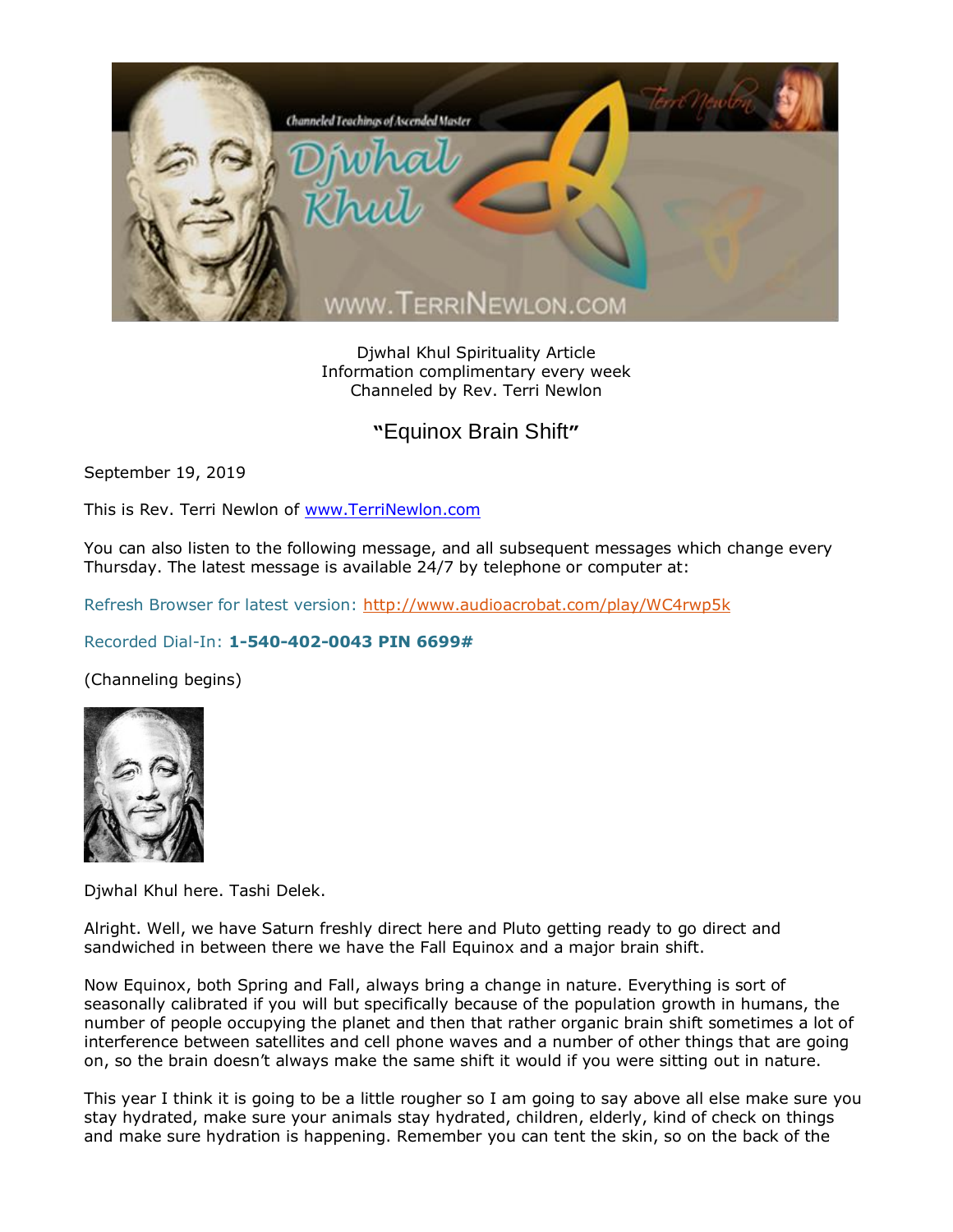Djwhal Khul Spirituality Article
Information complimentary every week
Channeled by Rev. Terri Newlon

# "Equinox Brain Shift"

September 19, 2019

This is Rev. Terri Newlon of www.TerriNewlon.com

You can also listen to the following message, and all subsequent messages which change every Thursday. The latest message is available 24/7 by telephone or computer at:

Refresh Browser for latest version: http://www.audioacrobat.com/play/WC4rwp5k

Recorded Dial-In: **1-540-402-0043 PIN 6699#**

(Channeling begins)

Djwhal Khul here. Tashi Delek.

Alright. Well, we have Saturn freshly direct here and Pluto getting ready to go direct and sandwiched in between there we have the Fall Equinox and a major brain shift.

Now Equinox, both Spring and Fall, always bring a change in nature. Everything is sort of seasonally calibrated if you will but specifically because of the population growth in humans, the number of people occupying the planet and then that rather organic brain shift sometimes a lot of interference between satellites and cell phone waves and a number of other things that are going on, so the brain doesn't always make the same shift it would if you were sitting out in nature.

This year I think it is going to be a little rougher so I am going to say above all else make sure you stay hydrated, make sure your animals stay hydrated, children, elderly, kind of check on things and make sure hydration is happening. Remember you can tent the skin, so on the back of the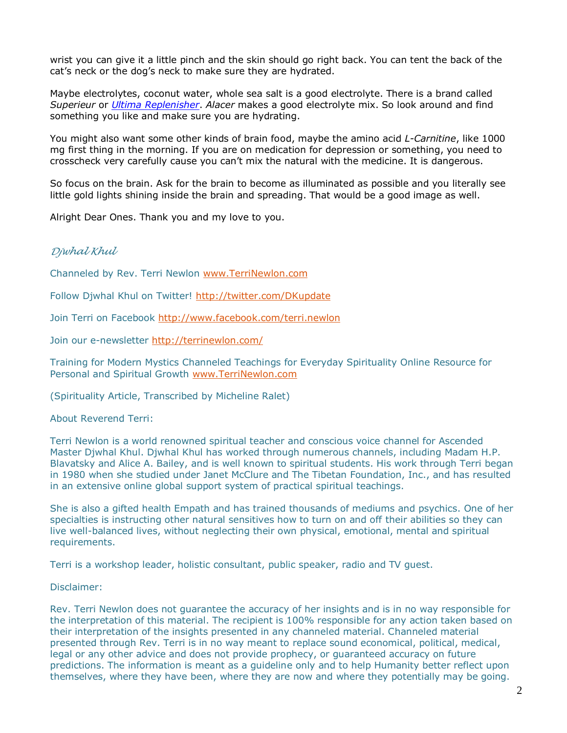wrist you can give it a little pinch and the skin should go right back. You can tent the back of the cat's neck or the dog's neck to make sure they are hydrated.

Maybe electrolytes, coconut water, whole sea salt is a good electrolyte. There is a brand called *Superieur* or *Ultima Replenisher*. *Alacer* makes a good electrolyte mix. So look around and find something you like and make sure you are hydrating.

You might also want some other kinds of brain food, maybe the amino acid *L-Carnitine*, like 1000 mg first thing in the morning. If you are on medication for depression or something, you need to crosscheck very carefully cause you can't mix the natural with the medicine. It is dangerous.

So focus on the brain. Ask for the brain to become as illuminated as possible and you literally see little gold lights shining inside the brain and spreading. That would be a good image as well.

Alright Dear Ones. Thank you and my love to you.

*Djwhal Khul*

Channeled by Rev. Terri Newlon www.TerriNewlon.com

Follow Djwhal Khul on Twitter! http://twitter.com/DKupdate

Join Terri on Facebook http://www.facebook.com/terri.newlon

Join our e-newsletter http://terrinewlon.com/

Training for Modern Mystics Channeled Teachings for Everyday Spirituality Online Resource for Personal and Spiritual Growth www.TerriNewlon.com

(Spirituality Article, Transcribed by Micheline Ralet)

About Reverend Terri:

Terri Newlon is a world renowned spiritual teacher and conscious voice channel for Ascended Master Djwhal Khul. Djwhal Khul has worked through numerous channels, including Madam H.P. Blavatsky and Alice A. Bailey, and is well known to spiritual students. His work through Terri began in 1980 when she studied under Janet McClure and The Tibetan Foundation, Inc., and has resulted in an extensive online global support system of practical spiritual teachings.

She is also a gifted health Empath and has trained thousands of mediums and psychics. One of her specialties is instructing other natural sensitives how to turn on and off their abilities so they can live well-balanced lives, without neglecting their own physical, emotional, mental and spiritual requirements.

Terri is a workshop leader, holistic consultant, public speaker, radio and TV guest.

Disclaimer:

Rev. Terri Newlon does not guarantee the accuracy of her insights and is in no way responsible for the interpretation of this material. The recipient is 100% responsible for any action taken based on their interpretation of the insights presented in any channeled material. Channeled material presented through Rev. Terri is in no way meant to replace sound economical, political, medical, legal or any other advice and does not provide prophecy, or guaranteed accuracy on future predictions. The information is meant as a guideline only and to help Humanity better reflect upon themselves, where they have been, where they are now and where they potentially may be going.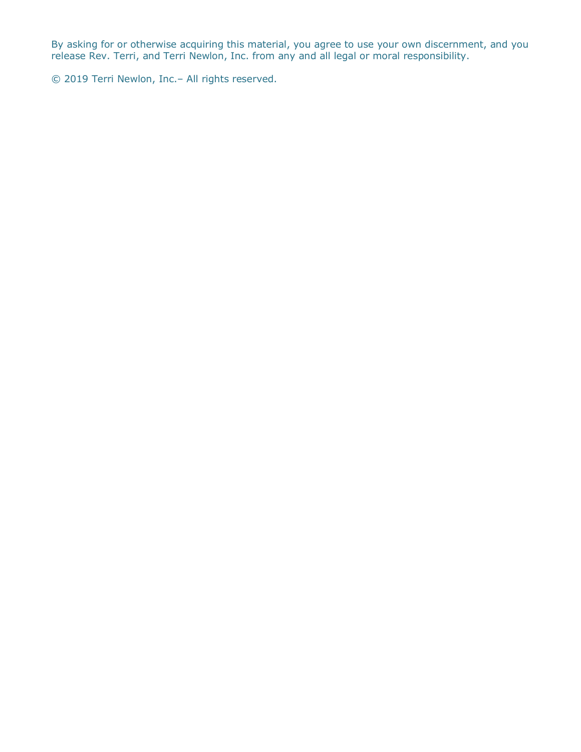By asking for or otherwise acquiring this material, you agree to use your own discernment, and you release Rev. Terri, and Terri Newlon, Inc. from any and all legal or moral responsibility.

© 2019 Terri Newlon, Inc.– All rights reserved.